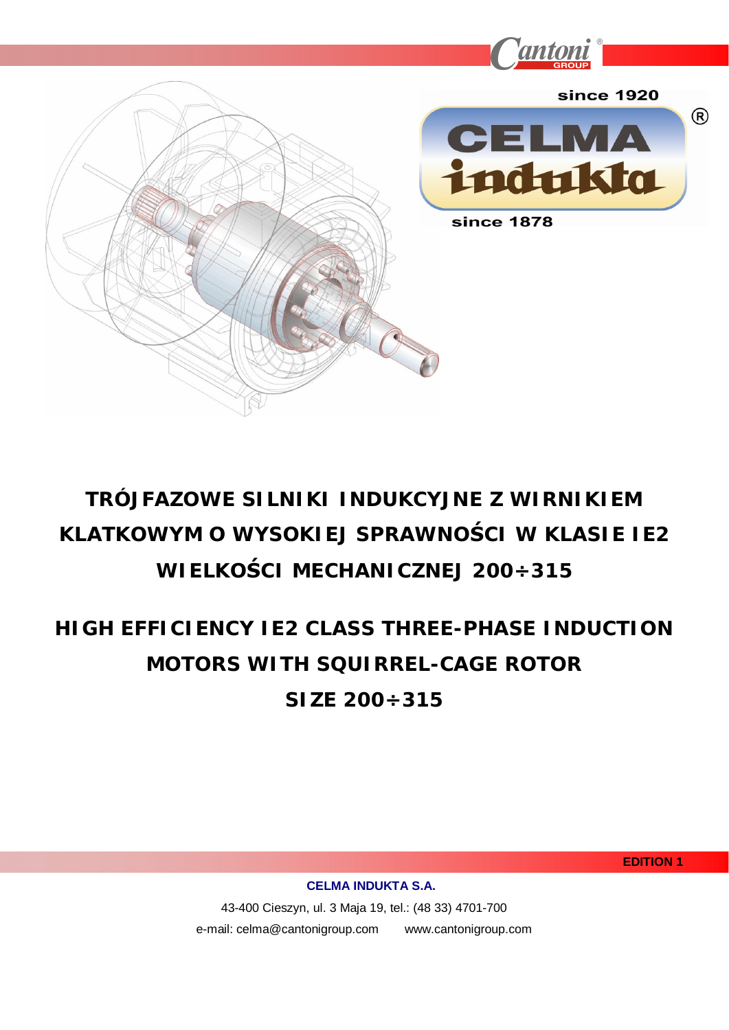Cantoni GROUP

since 1920

CELMA indukta

since 1878

# TRÓJFAZOWE SILNIKI INDUKCYJNE Z WIRNIKIEM KLATKOWYM O WYSOKIEJ SPRAWNOŚCI W KLASIE IE2 WIELKOŚCI MECHANICZNEJ 200÷315

# HIGH EFFICIENCY IE2 CLASS THREE-PHASE INDUCTION MOTORS WITH SQUIRREL-CAGE ROTOR SIZE 200÷315

**EDITION 1**

**CELMA INDUKTA S.A.**

43-400 Cieszyn, ul. 3 Maja 19, tel.: (48 33) 4701-700

e-mail: celma@cantonigroup.com www.cantonigroup.com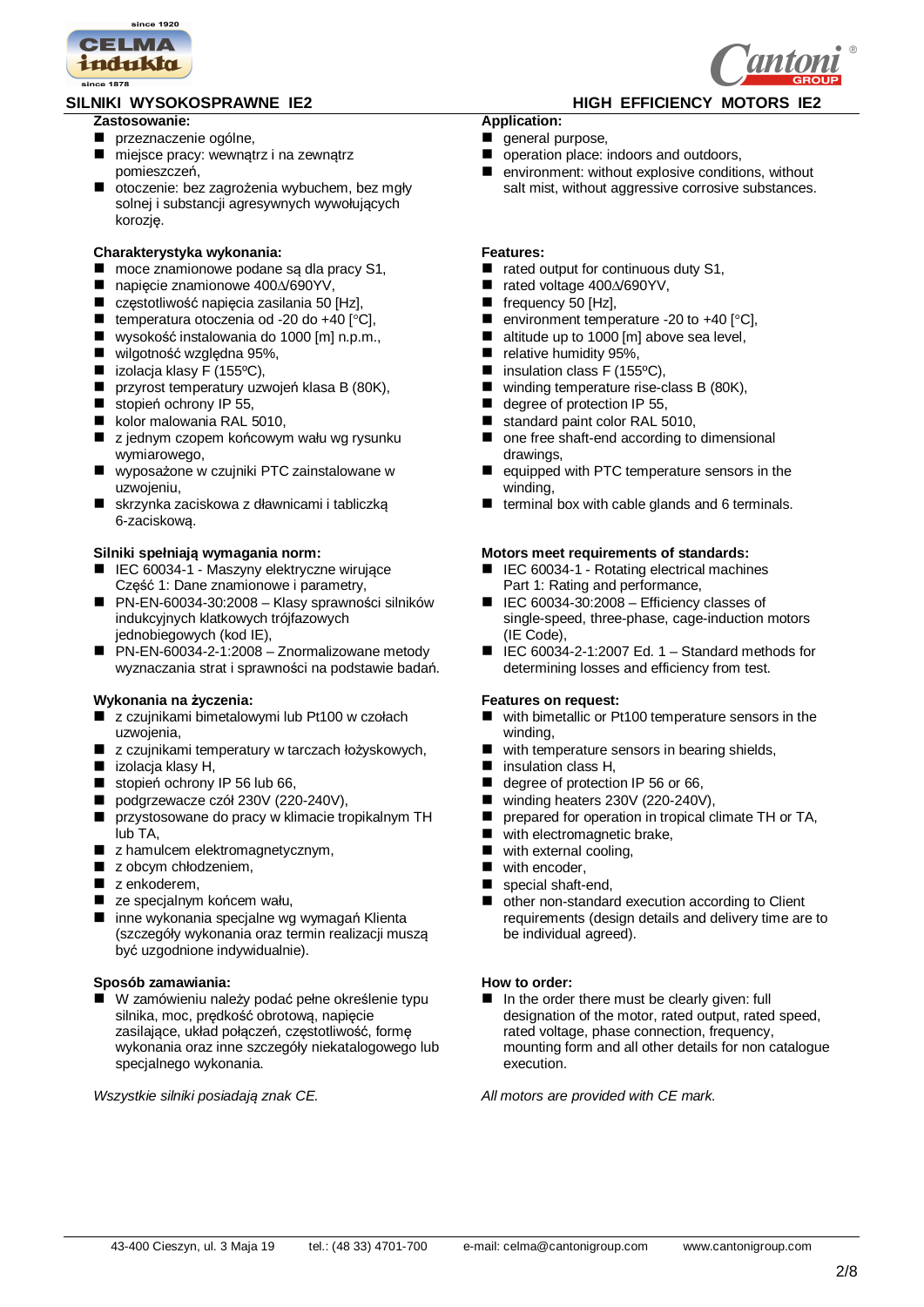## SILNIKI WYSOKOSPRAWNE IE2

**Zastosowanie:**

- przeznaczenie ogólne,
- miejsce pracy: wewnątrz i na zewnątrz pomieszczeń,
- otoczenie: bez zagrożenia wybuchem, bez mgły solnej i substancji agresywnych wywołujących korozję.

**Charakterystyka wykonania:**

- moce znamionowe podane są dla pracy S1,
- napięcie znamionowe 400Δ/690YV,
- częstotliwość napięcia zasilania 50 [Hz],
- temperatura otoczenia od -20 do +40 [°C],
- wysokość instalowania do 1000 [m] n.p.m.,
- wilgotność względna 95%,
- izolacja klasy F (155ºC),
- przyrost temperatury uzwojeń klasa B (80K),
- stopień ochrony IP 55,
- kolor malowania RAL 5010,
- z jednym czopem końcowym wału wg rysunku wymiarowego,
- wyposażone w czujniki PTC zainstalowane w uzwojeniu,
- skrzynka zaciskowa z dławnicami i tabliczką 6-zaciskową.

**Silniki spełniają wymagania norm:**

- IEC 60034-1 - Maszyny elektryczne wirujące Część 1: Dane znamionowe i parametry,
- PN-EN-60034-30:2008 – Klasy sprawności silników indukcyjnych klatkowych trójfazowych jednobiegowych (kod IE),
- PN-EN-60034-2-1:2008 – Znormalizowane metody wyznaczania strat i sprawności na podstawie badań.

**Wykonania na życzenia:**

- z czujnikami bimetalowymi lub Pt100 w czołach uzwojenia,
- z czujnikami temperatury w tarczach łożyskowych,
- izolacja klasy H,
- stopień ochrony IP 56 lub 66,
- podgrzewacze czół 230V (220-240V),
- przystosowane do pracy w klimacie tropikalnym TH lub TA,
- z hamulcem elektromagnetycznym,
- z obcym chłodzeniem,
- z enkoderem,
- ze specjalnym końcem wału,
- inne wykonania specjalne wg wymagań Klienta (szczegóły wykonania oraz termin realizacji muszą być uzgodnione indywidualnie).

**Sposób zamawiania:**

- W zamówieniu należy podać pełne określenie typu silnika, moc, prędkość obrotową, napięcie zasilające, układ połączeń, częstotliwość, formę wykonania oraz inne szczegóły niekatalogowego lub specjalnego wykonania.

*Wszystkie silniki posiadają znak CE.*

## HIGH EFFICIENCY MOTORS IE2

**Application:**

- general purpose,
- operation place: indoors and outdoors,
- environment: without explosive conditions, without salt mist, without aggressive corrosive substances.

**Features:**

- rated output for continuous duty S1,
- rated voltage 400Δ/690YV,
- frequency 50 [Hz],
- environment temperature -20 to +40 [°C],
- altitude up to 1000 [m] above sea level,
- relative humidity 95%,
- insulation class F (155ºC),
- winding temperature rise-class B (80K),
- degree of protection IP 55,
- standard paint color RAL 5010,
- one free shaft-end according to dimensional drawings,
- equipped with PTC temperature sensors in the winding,
- terminal box with cable glands and 6 terminals.

**Motors meet requirements of standards:**

- IEC 60034-1 - Rotating electrical machines Part 1: Rating and performance,
- IEC 60034-30:2008 – Efficiency classes of single-speed, three-phase, cage-induction motors (IE Code),
- IEC 60034-2-1:2007 Ed. 1 – Standard methods for determining losses and efficiency from test.

**Features on request:**

- with bimetallic or Pt100 temperature sensors in the winding,
- with temperature sensors in bearing shields,
- insulation class H,
- degree of protection IP 56 or 66,
- winding heaters 230V (220-240V),
- prepared for operation in tropical climate TH or TA,
- with electromagnetic brake,
- with external cooling,
- with encoder,
- special shaft-end,
- other non-standard execution according to Client requirements (design details and delivery time are to be individual agreed).

**How to order:**

- In the order there must be clearly given: full designation of the motor, rated output, rated speed, rated voltage, phase connection, frequency, mounting form and all other details for non catalogue execution.

*All motors are provided with CE mark.*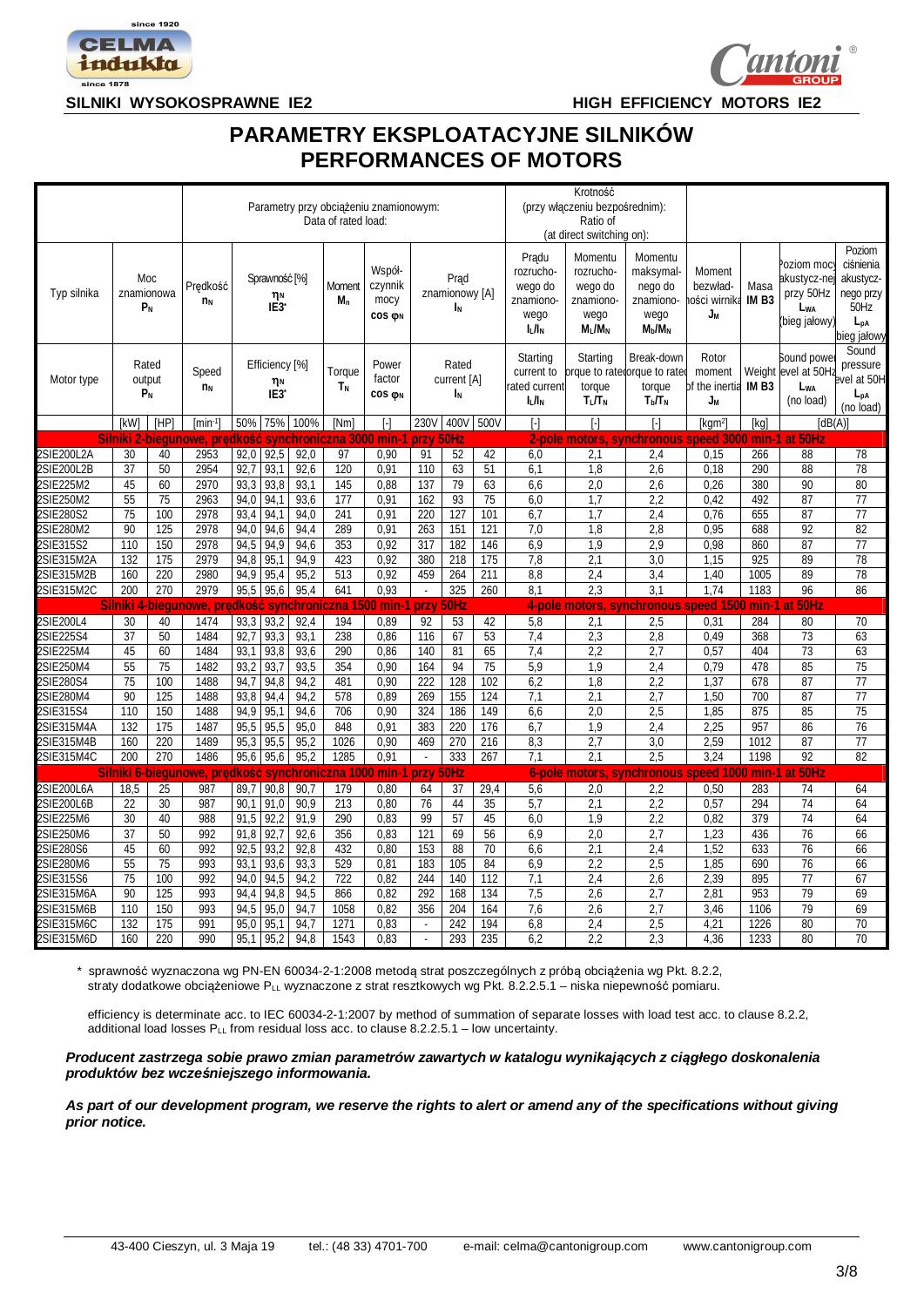SILNIKI WYSOKOSPRAWNE IE2 — HIGH EFFICIENCY MOTORS IE2

# PARAMETRY EKSPLOATACYJNE SILNIKÓW
# PERFORMANCES OF MOTORS

| Typ silnika / Motor type | Moc znamionowa / Rated output $P_N$ | | Prędkość / Speed $n_N$ | Sprawność [%] / Efficiency [%] $\eta_N$ IE3* | | | Moment / Torque $T_N$ | Współczynnik mocy / Power factor $\cos\varphi_N$ | Prąd znamionowy / Rated current [A] $I_N$ | | | Prądu rozruchowego do znamionowego / Starting current to rated current $I_L/I_N$ | Momentu rozruchowego do znamionowego / Starting torque to rated torque $T_L/T_N$ | Momentu maksymalnego do znamionowego / Break-down torque to rated torque $T_b/T_N$ | Moment bezwładności wirnika / Rotor moment of the inertia $J_M$ | Masa / Weight IM B3 | Poziom mocy akustycznej przy 50Hz / Sound power level at 50Hz $L_{WA}$ (bieg jałowy / no load) | Poziom ciśnienia akustycznego przy 50Hz / Sound pressure level at 50Hz $L_{pA}$ (bieg jałowy / no load) |
|---|---|---|---|---|---|---|---|---|---|---|---|---|---|---|---|---|---|---|
| | | | | Parametry przy obciążeniu znamionowym: / Data of rated load: | | | | | | | | Krotność (przy włączeniu bezpośrednim): / Ratio of (at direct switching on): | | | | | | |
| | [kW] | [HP] | [min⁻¹] | 50% | 75% | 100% | [Nm] | [-] | 230V | 400V | 500V | [-] | [-] | [-] | [kgm²] | [kg] | [dB(A)] | |
| **Silniki 2-biegunowe, prędkość synchroniczna 3000 min-1 przy 50Hz** | | | | | | | | | | | | **2-pole motors, synchronous speed 3000 min-1 at 50Hz** | | | | | | |
| 2SIE200L2A | 30 | 40 | 2953 | 92,0 | 92,5 | 92,0 | 97 | 0,90 | 91 | 52 | 42 | 6,0 | 2,1 | 2,4 | 0,15 | 266 | 88 | 78 |
| 2SIE200L2B | 37 | 50 | 2954 | 92,7 | 93,1 | 92,6 | 120 | 0,91 | 110 | 63 | 51 | 6,1 | 1,8 | 2,6 | 0,18 | 290 | 88 | 78 |
| 2SIE225M2 | 45 | 60 | 2970 | 93,3 | 93,8 | 93,1 | 145 | 0,88 | 137 | 79 | 63 | 6,6 | 2,0 | 2,6 | 0,26 | 380 | 90 | 80 |
| 2SIE250M2 | 55 | 75 | 2963 | 94,0 | 94,1 | 93,6 | 177 | 0,91 | 162 | 93 | 75 | 6,0 | 1,7 | 2,2 | 0,42 | 492 | 87 | 77 |
| 2SIE280S2 | 75 | 100 | 2978 | 93,4 | 94,1 | 94,0 | 241 | 0,91 | 220 | 127 | 101 | 6,7 | 1,7 | 2,4 | 0,76 | 655 | 87 | 77 |
| 2SIE280M2 | 90 | 125 | 2978 | 94,0 | 94,6 | 94,4 | 289 | 0,91 | 263 | 151 | 121 | 7,0 | 1,8 | 2,8 | 0,95 | 688 | 92 | 82 |
| 2SIE315S2 | 110 | 150 | 2978 | 94,5 | 94,9 | 94,6 | 353 | 0,92 | 317 | 182 | 146 | 6,9 | 1,9 | 2,9 | 0,98 | 860 | 87 | 77 |
| 2SIE315M2A | 132 | 175 | 2979 | 94,8 | 95,1 | 94,9 | 423 | 0,92 | 380 | 218 | 175 | 7,8 | 2,1 | 3,0 | 1,15 | 925 | 89 | 78 |
| 2SIE315M2B | 160 | 220 | 2980 | 94,9 | 95,4 | 95,2 | 513 | 0,92 | 459 | 264 | 211 | 8,8 | 2,4 | 3,4 | 1,40 | 1005 | 89 | 78 |
| 2SIE315M2C | 200 | 270 | 2979 | 95,5 | 95,6 | 95,4 | 641 | 0,93 | - | 325 | 260 | 8,1 | 2,3 | 3,1 | 1,74 | 1183 | 96 | 86 |
| **Silniki 4-biegunowe, prędkość synchroniczna 1500 min-1 przy 50Hz** | | | | | | | | | | | | **4-pole motors, synchronous speed 1500 min-1 at 50Hz** | | | | | | |
| 2SIE200L4 | 30 | 40 | 1474 | 93,3 | 93,2 | 92,4 | 194 | 0,89 | 92 | 53 | 42 | 5,8 | 2,1 | 2,5 | 0,31 | 284 | 80 | 70 |
| 2SIE225S4 | 37 | 50 | 1484 | 92,7 | 93,3 | 93,1 | 238 | 0,86 | 116 | 67 | 53 | 7,4 | 2,3 | 2,8 | 0,49 | 368 | 73 | 63 |
| 2SIE225M4 | 45 | 60 | 1484 | 93,1 | 93,8 | 93,6 | 290 | 0,86 | 140 | 81 | 65 | 7,4 | 2,2 | 2,7 | 0,57 | 404 | 73 | 63 |
| 2SIE250M4 | 55 | 75 | 1482 | 93,2 | 93,7 | 93,5 | 354 | 0,90 | 164 | 94 | 75 | 5,9 | 1,9 | 2,4 | 0,79 | 478 | 85 | 75 |
| 2SIE280S4 | 75 | 100 | 1488 | 94,7 | 94,8 | 94,2 | 481 | 0,90 | 222 | 128 | 102 | 6,2 | 1,8 | 2,2 | 1,37 | 678 | 87 | 77 |
| 2SIE280M4 | 90 | 125 | 1488 | 93,8 | 94,4 | 94,2 | 578 | 0,89 | 269 | 155 | 124 | 7,1 | 2,1 | 2,7 | 1,50 | 700 | 87 | 77 |
| 2SIE315S4 | 110 | 150 | 1488 | 94,9 | 95,1 | 94,6 | 706 | 0,90 | 324 | 186 | 149 | 6,6 | 2,0 | 2,5 | 1,85 | 875 | 85 | 75 |
| 2SIE315M4A | 132 | 175 | 1487 | 95,5 | 95,5 | 95,0 | 848 | 0,91 | 383 | 220 | 176 | 6,7 | 1,9 | 2,4 | 2,25 | 957 | 86 | 76 |
| 2SIE315M4B | 160 | 220 | 1489 | 95,3 | 95,5 | 95,2 | 1026 | 0,90 | 469 | 270 | 216 | 8,3 | 2,7 | 3,0 | 2,59 | 1012 | 87 | 77 |
| 2SIE315M4C | 200 | 270 | 1486 | 95,6 | 95,6 | 95,2 | 1285 | 0,91 | - | 333 | 267 | 7,1 | 2,1 | 2,5 | 3,24 | 1198 | 92 | 82 |
| **Silniki 6-biegunowe, prędkość synchroniczna 1000 min-1 przy 50Hz** | | | | | | | | | | | | **6-pole motors, synchronous speed 1000 min-1 at 50Hz** | | | | | | |
| 2SIE200L6A | 18,5 | 25 | 987 | 89,7 | 90,8 | 90,7 | 179 | 0,80 | 64 | 37 | 29,4 | 5,6 | 2,0 | 2,2 | 0,50 | 283 | 74 | 64 |
| 2SIE200L6B | 22 | 30 | 987 | 90,1 | 91,0 | 90,9 | 213 | 0,80 | 76 | 44 | 35 | 5,7 | 2,1 | 2,2 | 0,57 | 294 | 74 | 64 |
| 2SIE225M6 | 30 | 40 | 988 | 91,5 | 92,2 | 91,9 | 290 | 0,83 | 99 | 57 | 45 | 6,0 | 1,9 | 2,2 | 0,82 | 379 | 74 | 64 |
| 2SIE250M6 | 37 | 50 | 992 | 91,8 | 92,7 | 92,6 | 356 | 0,83 | 121 | 69 | 56 | 6,9 | 2,0 | 2,7 | 1,23 | 436 | 76 | 66 |
| 2SIE280S6 | 45 | 60 | 992 | 92,5 | 93,2 | 92,8 | 432 | 0,80 | 153 | 88 | 70 | 6,6 | 2,1 | 2,4 | 1,52 | 633 | 76 | 66 |
| 2SIE280M6 | 55 | 75 | 993 | 93,1 | 93,6 | 93,3 | 529 | 0,81 | 183 | 105 | 84 | 6,9 | 2,2 | 2,5 | 1,85 | 690 | 76 | 66 |
| 2SIE315S6 | 75 | 100 | 992 | 94,0 | 94,5 | 94,2 | 722 | 0,82 | 244 | 140 | 112 | 7,1 | 2,4 | 2,6 | 2,39 | 895 | 77 | 67 |
| 2SIE315M6A | 90 | 125 | 993 | 94,4 | 94,8 | 94,5 | 866 | 0,82 | 292 | 168 | 134 | 7,5 | 2,6 | 2,7 | 2,81 | 953 | 79 | 69 |
| 2SIE315M6B | 110 | 150 | 993 | 94,5 | 95,0 | 94,7 | 1058 | 0,82 | 356 | 204 | 164 | 7,6 | 2,6 | 2,7 | 3,46 | 1106 | 79 | 69 |
| 2SIE315M6C | 132 | 175 | 991 | 95,0 | 95,1 | 94,7 | 1271 | 0,83 | - | 242 | 194 | 6,8 | 2,4 | 2,5 | 4,21 | 1226 | 80 | 70 |
| 2SIE315M6D | 160 | 220 | 990 | 95,1 | 95,2 | 94,8 | 1543 | 0,83 | - | 293 | 235 | 6,2 | 2,2 | 2,3 | 4,36 | 1233 | 80 | 70 |

\* sprawność wyznaczona wg PN-EN 60034-2-1:2008 metodą strat poszczególnych z próbą obciążenia wg Pkt. 8.2.2, straty dodatkowe obciążeniowe $P_{LL}$ wyznaczone z strat resztkowych wg Pkt. 8.2.2.5.1 – niska niepewność pomiaru.

efficiency is determinate acc. to IEC 60034-2-1:2007 by method of summation of separate losses with load test acc. to clause 8.2.2, additional load losses $P_{LL}$ from residual loss acc. to clause 8.2.2.5.1 – low uncertainty.

***Producent zastrzega sobie prawo zmian parametrów zawartych w katalogu wynikających z ciągłego doskonalenia produktów bez wcześniejszego informowania.***

***As part of our development program, we reserve the rights to alert or amend any of the specifications without giving prior notice.***

43-400 Cieszyn, ul. 3 Maja 19 tel.: (48 33) 4701-700 e-mail: celma@cantonigroup.com www.cantonigroup.com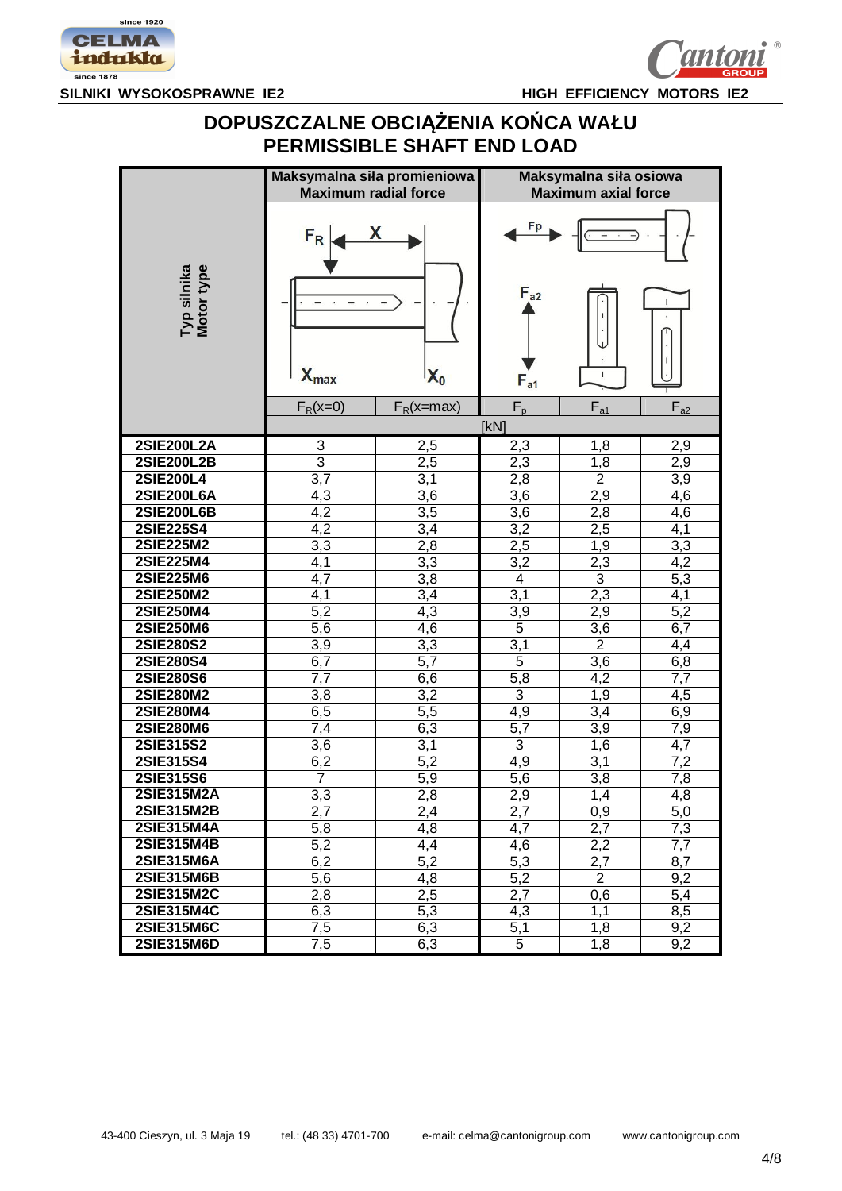# DOPUSZCZALNE OBCIĄŻENIA KOŃCA WAŁU
# PERMISSIBLE SHAFT END LOAD

| Typ silnika / Motor type | Maksymalna siła promieniowa / Maximum radial force | | Maksymalna siła osiowa / Maximum axial force | | |
|---|---|---|---|---|---|
| | $F_R(x=0)$ | $F_R(x=max)$ | $F_p$ | $F_{a1}$ | $F_{a2}$ |
| | [kN] | | | | |
| 2SIE200L2A | 3 | 2,5 | 2,3 | 1,8 | 2,9 |
| 2SIE200L2B | 3 | 2,5 | 2,3 | 1,8 | 2,9 |
| 2SIE200L4 | 3,7 | 3,1 | 2,8 | 2 | 3,9 |
| 2SIE200L6A | 4,3 | 3,6 | 3,6 | 2,9 | 4,6 |
| 2SIE200L6B | 4,2 | 3,5 | 3,6 | 2,8 | 4,6 |
| 2SIE225S4 | 4,2 | 3,4 | 3,2 | 2,5 | 4,1 |
| 2SIE225M2 | 3,3 | 2,8 | 2,5 | 1,9 | 3,3 |
| 2SIE225M4 | 4,1 | 3,3 | 3,2 | 2,3 | 4,2 |
| 2SIE225M6 | 4,7 | 3,8 | 4 | 3 | 5,3 |
| 2SIE250M2 | 4,1 | 3,4 | 3,1 | 2,3 | 4,1 |
| 2SIE250M4 | 5,2 | 4,3 | 3,9 | 2,9 | 5,2 |
| 2SIE250M6 | 5,6 | 4,6 | 5 | 3,6 | 6,7 |
| 2SIE280S2 | 3,9 | 3,3 | 3,1 | 2 | 4,4 |
| 2SIE280S4 | 6,7 | 5,7 | 5 | 3,6 | 6,8 |
| 2SIE280S6 | 7,7 | 6,6 | 5,8 | 4,2 | 7,7 |
| 2SIE280M2 | 3,8 | 3,2 | 3 | 1,9 | 4,5 |
| 2SIE280M4 | 6,5 | 5,5 | 4,9 | 3,4 | 6,9 |
| 2SIE280M6 | 7,4 | 6,3 | 5,7 | 3,9 | 7,9 |
| 2SIE315S2 | 3,6 | 3,1 | 3 | 1,6 | 4,7 |
| 2SIE315S4 | 6,2 | 5,2 | 4,9 | 3,1 | 7,2 |
| 2SIE315S6 | 7 | 5,9 | 5,6 | 3,8 | 7,8 |
| 2SIE315M2A | 3,3 | 2,8 | 2,9 | 1,4 | 4,8 |
| 2SIE315M2B | 2,7 | 2,4 | 2,7 | 0,9 | 5,0 |
| 2SIE315M4A | 5,8 | 4,8 | 4,7 | 2,7 | 7,3 |
| 2SIE315M4B | 5,2 | 4,4 | 4,6 | 2,2 | 7,7 |
| 2SIE315M6A | 6,2 | 5,2 | 5,3 | 2,7 | 8,7 |
| 2SIE315M6B | 5,6 | 4,8 | 5,2 | 2 | 9,2 |
| 2SIE315M2C | 2,8 | 2,5 | 2,7 | 0,6 | 5,4 |
| 2SIE315M4C | 6,3 | 5,3 | 4,3 | 1,1 | 8,5 |
| 2SIE315M6C | 7,5 | 6,3 | 5,1 | 1,8 | 9,2 |
| 2SIE315M6D | 7,5 | 6,3 | 5 | 1,8 | 9,2 |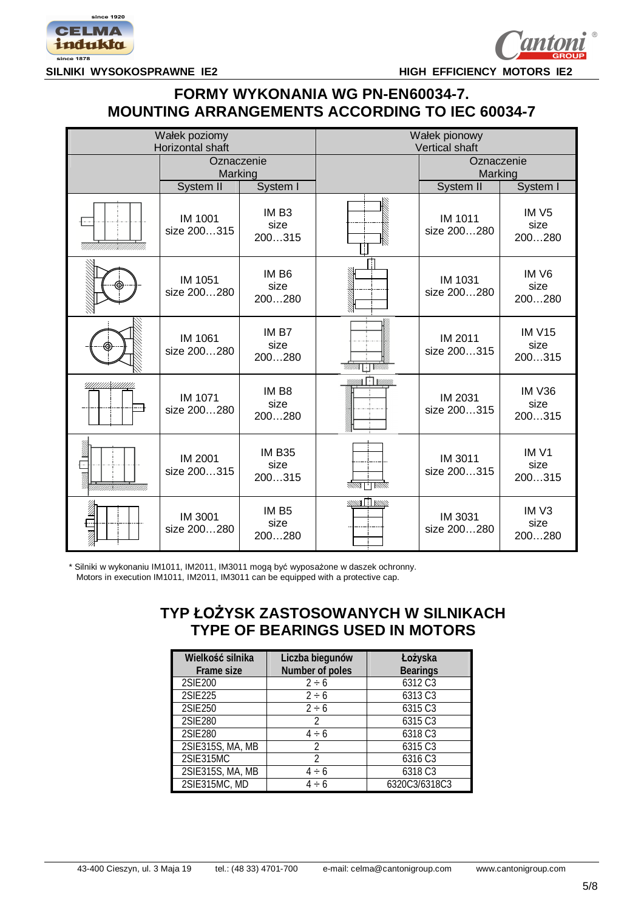SILNIKI WYSOKOSPRAWNE IE2 — HIGH EFFICIENCY MOTORS IE2

# FORMY WYKONANIA WG PN-EN60034-7.
# MOUNTING ARRANGEMENTS ACCORDING TO IEC 60034-7

| Wałek poziomy Horizontal shaft | | | Wałek pionowy Vertical shaft | | |
|---|---|---|---|---|---|
| | Oznaczenie Marking | | | Oznaczenie Marking | |
| | System II | System I | | System II | System I |
| | IM 1001 size 200…315 | IM B3 size 200…315 | | IM 1011 size 200…280 | IM V5 size 200…280 |
| | IM 1051 size 200…280 | IM B6 size 200…280 | | IM 1031 size 200…280 | IM V6 size 200…280 |
| | IM 1061 size 200…280 | IM B7 size 200…280 | | IM 2011 size 200…315 | IM V15 size 200…315 |
| | IM 1071 size 200…280 | IM B8 size 200…280 | | IM 2031 size 200…315 | IM V36 size 200…315 |
| | IM 2001 size 200…315 | IM B35 size 200…315 | | IM 3011 size 200…315 | IM V1 size 200…315 |
| | IM 3001 size 200…280 | IM B5 size 200…280 | | IM 3031 size 200…280 | IM V3 size 200…280 |

\* Silniki w wykonaniu IM1011, IM2011, IM3011 mogą być wyposażone w daszek ochronny.
Motors in execution IM1011, IM2011, IM3011 can be equipped with a protective cap.

# TYP ŁOŻYSK ZASTOSOWANYCH W SILNIKACH
# TYPE OF BEARINGS USED IN MOTORS

| Wielkość silnika Frame size | Liczba biegunów Number of poles | Łożyska Bearings |
|---|---|---|
| 2SIE200 | 2 ÷ 6 | 6312 C3 |
| 2SIE225 | 2 ÷ 6 | 6313 C3 |
| 2SIE250 | 2 ÷ 6 | 6315 C3 |
| 2SIE280 | 2 | 6315 C3 |
| 2SIE280 | 4 ÷ 6 | 6318 C3 |
| 2SIE315S, MA, MB | 2 | 6315 C3 |
| 2SIE315MC | 2 | 6316 C3 |
| 2SIE315S, MA, MB | 4 ÷ 6 | 6318 C3 |
| 2SIE315MC, MD | 4 ÷ 6 | 6320C3/6318C3 |

43-400 Cieszyn, ul. 3 Maja 19 tel.: (48 33) 4701-700 e-mail: celma@cantonigroup.com www.cantonigroup.com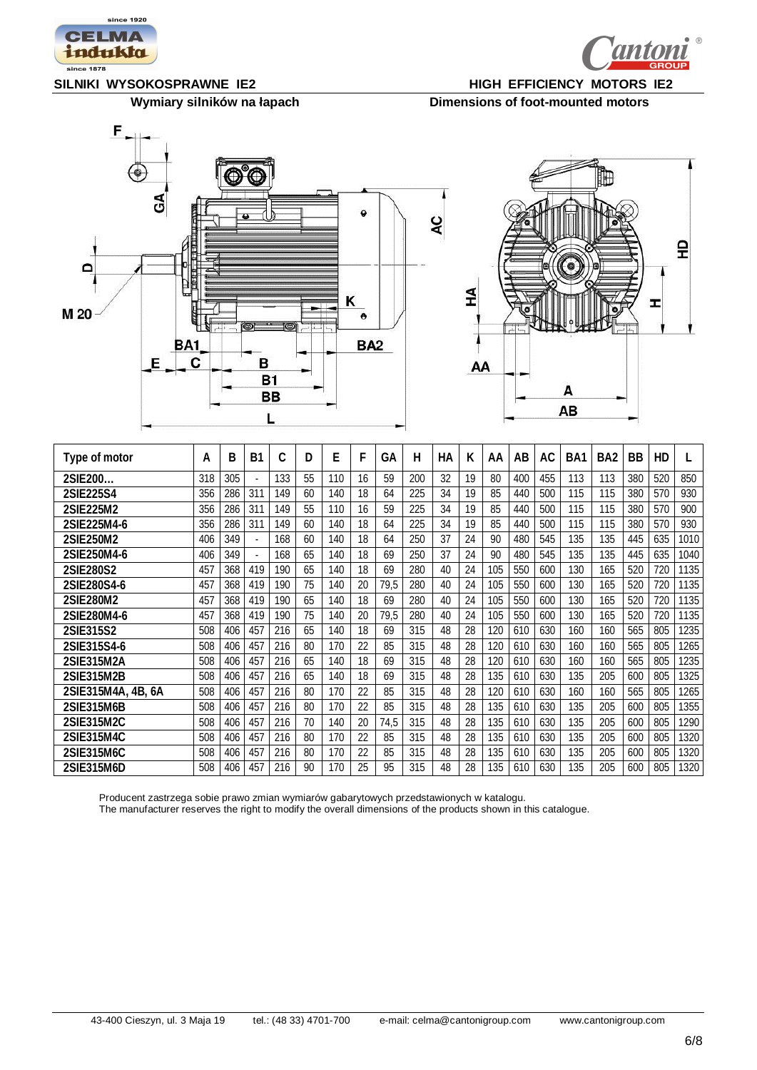## SILNIKI WYSOKOSPRAWNE IE2

## HIGH EFFICIENCY MOTORS IE2

### Wymiary silników na łapach

### Dimensions of foot-mounted motors

| Type of motor | A | B | B1 | C | D | E | F | GA | H | HA | K | AA | AB | AC | BA1 | BA2 | BB | HD | L |
|---|---|---|---|---|---|---|---|---|---|---|---|---|---|---|---|---|---|---|---|
| 2SIE200… | 318 | 305 | - | 133 | 55 | 110 | 16 | 59 | 200 | 32 | 19 | 80 | 400 | 455 | 113 | 113 | 380 | 520 | 850 |
| 2SIE225S4 | 356 | 286 | 311 | 149 | 60 | 140 | 18 | 64 | 225 | 34 | 19 | 85 | 440 | 500 | 115 | 115 | 380 | 570 | 930 |
| 2SIE225M2 | 356 | 286 | 311 | 149 | 55 | 110 | 16 | 59 | 225 | 34 | 19 | 85 | 440 | 500 | 115 | 115 | 380 | 570 | 900 |
| 2SIE225M4-6 | 356 | 286 | 311 | 149 | 60 | 140 | 18 | 64 | 225 | 34 | 19 | 85 | 440 | 500 | 115 | 115 | 380 | 570 | 930 |
| 2SIE250M2 | 406 | 349 | - | 168 | 60 | 140 | 18 | 64 | 250 | 37 | 24 | 90 | 480 | 545 | 135 | 135 | 445 | 635 | 1010 |
| 2SIE250M4-6 | 406 | 349 | - | 168 | 65 | 140 | 18 | 69 | 250 | 37 | 24 | 90 | 480 | 545 | 135 | 135 | 445 | 635 | 1040 |
| 2SIE280S2 | 457 | 368 | 419 | 190 | 65 | 140 | 18 | 69 | 280 | 40 | 24 | 105 | 550 | 600 | 130 | 165 | 520 | 720 | 1135 |
| 2SIE280S4-6 | 457 | 368 | 419 | 190 | 75 | 140 | 20 | 79,5 | 280 | 40 | 24 | 105 | 550 | 600 | 130 | 165 | 520 | 720 | 1135 |
| 2SIE280M2 | 457 | 368 | 419 | 190 | 65 | 140 | 18 | 69 | 280 | 40 | 24 | 105 | 550 | 600 | 130 | 165 | 520 | 720 | 1135 |
| 2SIE280M4-6 | 457 | 368 | 419 | 190 | 75 | 140 | 20 | 79,5 | 280 | 40 | 24 | 105 | 550 | 600 | 130 | 165 | 520 | 720 | 1135 |
| 2SIE315S2 | 508 | 406 | 457 | 216 | 65 | 140 | 18 | 69 | 315 | 48 | 28 | 120 | 610 | 630 | 160 | 160 | 565 | 805 | 1235 |
| 2SIE315S4-6 | 508 | 406 | 457 | 216 | 80 | 170 | 22 | 85 | 315 | 48 | 28 | 120 | 610 | 630 | 160 | 160 | 565 | 805 | 1265 |
| 2SIE315M2A | 508 | 406 | 457 | 216 | 65 | 140 | 18 | 69 | 315 | 48 | 28 | 120 | 610 | 630 | 160 | 160 | 565 | 805 | 1235 |
| 2SIE315M2B | 508 | 406 | 457 | 216 | 65 | 140 | 18 | 69 | 315 | 48 | 28 | 135 | 610 | 630 | 135 | 205 | 600 | 805 | 1325 |
| 2SIE315M4A, 4B, 6A | 508 | 406 | 457 | 216 | 80 | 170 | 22 | 85 | 315 | 48 | 28 | 120 | 610 | 630 | 160 | 160 | 565 | 805 | 1265 |
| 2SIE315M6B | 508 | 406 | 457 | 216 | 80 | 170 | 22 | 85 | 315 | 48 | 28 | 135 | 610 | 630 | 135 | 205 | 600 | 805 | 1355 |
| 2SIE315M2C | 508 | 406 | 457 | 216 | 70 | 140 | 20 | 74,5 | 315 | 48 | 28 | 135 | 610 | 630 | 135 | 205 | 600 | 805 | 1290 |
| 2SIE315M4C | 508 | 406 | 457 | 216 | 80 | 170 | 22 | 85 | 315 | 48 | 28 | 135 | 610 | 630 | 135 | 205 | 600 | 805 | 1320 |
| 2SIE315M6C | 508 | 406 | 457 | 216 | 80 | 170 | 22 | 85 | 315 | 48 | 28 | 135 | 610 | 630 | 135 | 205 | 600 | 805 | 1320 |
| 2SIE315M6D | 508 | 406 | 457 | 216 | 90 | 170 | 25 | 95 | 315 | 48 | 28 | 135 | 610 | 630 | 135 | 205 | 600 | 805 | 1320 |

Producent zastrzega sobie prawo zmian wymiarów gabarytowych przedstawionych w katalogu.
The manufacturer reserves the right to modify the overall dimensions of the products shown in this catalogue.

43-400 Cieszyn, ul. 3 Maja 19 tel.: (48 33) 4701-700 e-mail: celma@cantonigroup.com www.cantonigroup.com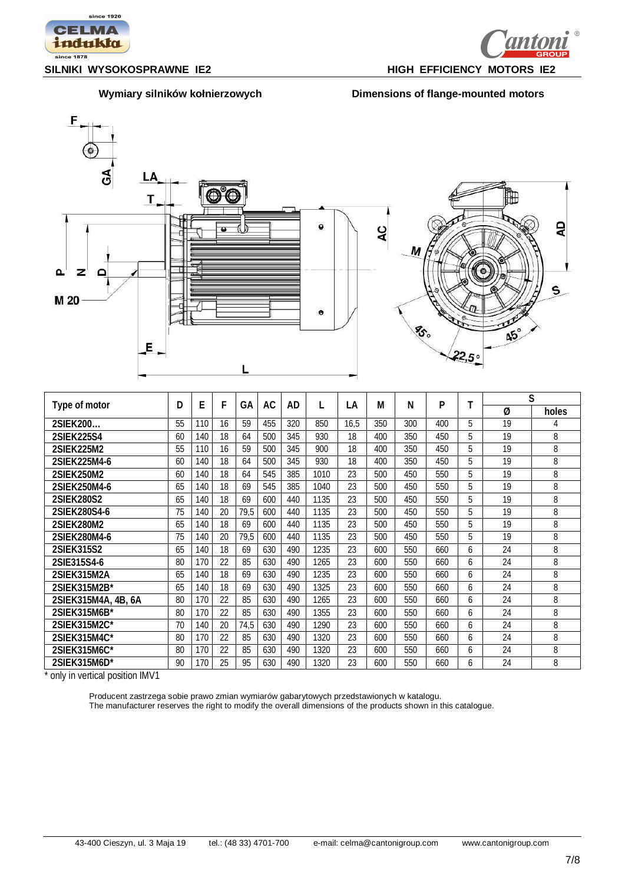SILNIKI WYSOKOSPRAWNE IE2 — HIGH EFFICIENCY MOTORS IE2

## Wymiary silników kołnierzowych — Dimensions of flange-mounted motors

| Type of motor | D | E | F | GA | AC | AD | L | LA | M | N | P | T | S | |
|---|---|---|---|---|---|---|---|---|---|---|---|---|---|---|
| | | | | | | | | | | | | | Ø | holes |
| 2SIEK200… | 55 | 110 | 16 | 59 | 455 | 320 | 850 | 16,5 | 350 | 300 | 400 | 5 | 19 | 4 |
| 2SIEK225S4 | 60 | 140 | 18 | 64 | 500 | 345 | 930 | 18 | 400 | 350 | 450 | 5 | 19 | 8 |
| 2SIEK225M2 | 55 | 110 | 16 | 59 | 500 | 345 | 900 | 18 | 400 | 350 | 450 | 5 | 19 | 8 |
| 2SIEK225M4-6 | 60 | 140 | 18 | 64 | 500 | 345 | 930 | 18 | 400 | 350 | 450 | 5 | 19 | 8 |
| 2SIEK250M2 | 60 | 140 | 18 | 64 | 545 | 385 | 1010 | 23 | 500 | 450 | 550 | 5 | 19 | 8 |
| 2SIEK250M4-6 | 65 | 140 | 18 | 69 | 545 | 385 | 1040 | 23 | 500 | 450 | 550 | 5 | 19 | 8 |
| 2SIEK280S2 | 65 | 140 | 18 | 69 | 600 | 440 | 1135 | 23 | 500 | 450 | 550 | 5 | 19 | 8 |
| 2SIEK280S4-6 | 75 | 140 | 20 | 79,5 | 600 | 440 | 1135 | 23 | 500 | 450 | 550 | 5 | 19 | 8 |
| 2SIEK280M2 | 65 | 140 | 18 | 69 | 600 | 440 | 1135 | 23 | 500 | 450 | 550 | 5 | 19 | 8 |
| 2SIEK280M4-6 | 75 | 140 | 20 | 79,5 | 600 | 440 | 1135 | 23 | 500 | 450 | 550 | 5 | 19 | 8 |
| 2SIEK315S2 | 65 | 140 | 18 | 69 | 630 | 490 | 1235 | 23 | 600 | 550 | 660 | 6 | 24 | 8 |
| 2SIE315S4-6 | 80 | 170 | 22 | 85 | 630 | 490 | 1265 | 23 | 600 | 550 | 660 | 6 | 24 | 8 |
| 2SIEK315M2A | 65 | 140 | 18 | 69 | 630 | 490 | 1235 | 23 | 600 | 550 | 660 | 6 | 24 | 8 |
| 2SIEK315M2B* | 65 | 140 | 18 | 69 | 630 | 490 | 1325 | 23 | 600 | 550 | 660 | 6 | 24 | 8 |
| 2SIEK315M4A, 4B, 6A | 80 | 170 | 22 | 85 | 630 | 490 | 1265 | 23 | 600 | 550 | 660 | 6 | 24 | 8 |
| 2SIEK315M6B* | 80 | 170 | 22 | 85 | 630 | 490 | 1355 | 23 | 600 | 550 | 660 | 6 | 24 | 8 |
| 2SIEK315M2C* | 70 | 140 | 20 | 74,5 | 630 | 490 | 1290 | 23 | 600 | 550 | 660 | 6 | 24 | 8 |
| 2SIEK315M4C* | 80 | 170 | 22 | 85 | 630 | 490 | 1320 | 23 | 600 | 550 | 660 | 6 | 24 | 8 |
| 2SIEK315M6C* | 80 | 170 | 22 | 85 | 630 | 490 | 1320 | 23 | 600 | 550 | 660 | 6 | 24 | 8 |
| 2SIEK315M6D* | 90 | 170 | 25 | 95 | 630 | 490 | 1320 | 23 | 600 | 550 | 660 | 6 | 24 | 8 |

* only in vertical position IMV1

Producent zastrzega sobie prawo zmian wymiarów gabarytowych przedstawionych w katalogu.
The manufacturer reserves the right to modify the overall dimensions of the products shown in this catalogue.

43-400 Cieszyn, ul. 3 Maja 19 tel.: (48 33) 4701-700 e-mail: celma@cantonigroup.com www.cantonigroup.com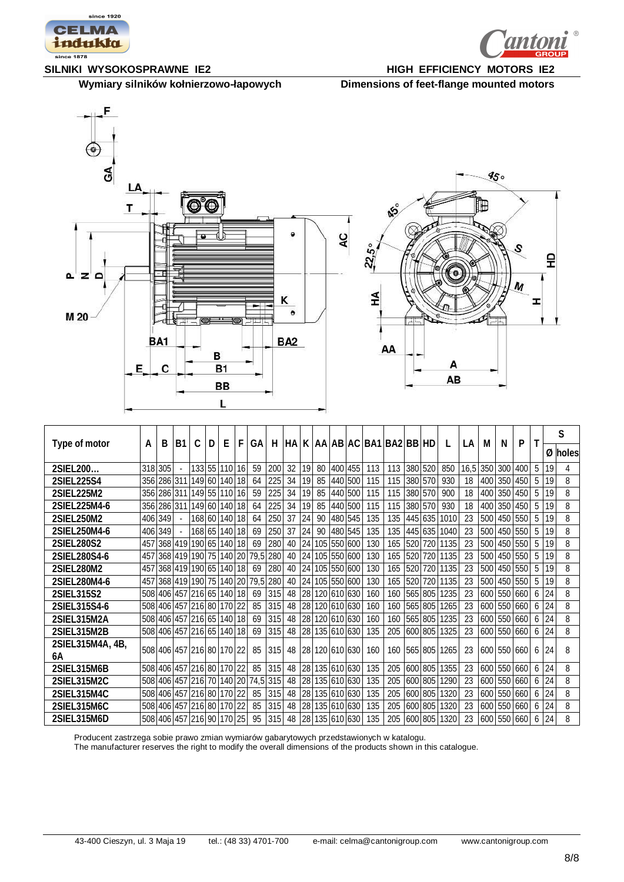## SILNIKI WYSOKOSPRAWNE IE2

## HIGH EFFICIENCY MOTORS IE2

### Wymiary silników kołnierzowo-łapowych

### Dimensions of feet-flange mounted motors

F

GA

LA

T

P N D

M 20

AC

K

BA1

BA2

E C

B

B1

BB

L

45°

45°

22,5°

S

HD

M

H

HA

AA

A

AB

| Type of motor | A | B | B1 | C | D | E | F | GA | H | HA | K | AA | AB | AC | BA1 | BA2 | BB | HD | L | LA | M | N | P | T | S | |
|---|---|---|---|---|---|---|---|---|---|---|---|---|---|---|---|---|---|---|---|---|---|---|---|---|---|---|
| | | | | | | | | | | | | | | | | | | | | | | | | | Ø | holes |
| 2SIEL200… | 318 | 305 | - | 133 | 55 | 110 | 16 | 59 | 200 | 32 | 19 | 80 | 400 | 455 | 113 | 113 | 380 | 520 | 850 | 16,5 | 350 | 300 | 400 | 5 | 19 | 4 |
| 2SIEL225S4 | 356 | 286 | 311 | 149 | 60 | 140 | 18 | 64 | 225 | 34 | 19 | 85 | 440 | 500 | 115 | 115 | 380 | 570 | 930 | 18 | 400 | 350 | 450 | 5 | 19 | 8 |
| 2SIEL225M2 | 356 | 286 | 311 | 149 | 55 | 110 | 16 | 59 | 225 | 34 | 19 | 85 | 440 | 500 | 115 | 115 | 380 | 570 | 900 | 18 | 400 | 350 | 450 | 5 | 19 | 8 |
| 2SIEL225M4-6 | 356 | 286 | 311 | 149 | 60 | 140 | 18 | 64 | 225 | 34 | 19 | 85 | 440 | 500 | 115 | 115 | 380 | 570 | 930 | 18 | 400 | 350 | 450 | 5 | 19 | 8 |
| 2SIEL250M2 | 406 | 349 | - | 168 | 60 | 140 | 18 | 64 | 250 | 37 | 24 | 90 | 480 | 545 | 135 | 135 | 445 | 635 | 1010 | 23 | 500 | 450 | 550 | 5 | 19 | 8 |
| 2SIEL250M4-6 | 406 | 349 | - | 168 | 65 | 140 | 18 | 69 | 250 | 37 | 24 | 90 | 480 | 545 | 135 | 135 | 445 | 635 | 1040 | 23 | 500 | 450 | 550 | 5 | 19 | 8 |
| 2SIEL280S2 | 457 | 368 | 419 | 190 | 65 | 140 | 18 | 69 | 280 | 40 | 24 | 105 | 550 | 600 | 130 | 165 | 520 | 720 | 1135 | 23 | 500 | 450 | 550 | 5 | 19 | 8 |
| 2SIEL280S4-6 | 457 | 368 | 419 | 190 | 75 | 140 | 20 | 79,5 | 280 | 40 | 24 | 105 | 550 | 600 | 130 | 165 | 520 | 720 | 1135 | 23 | 500 | 450 | 550 | 5 | 19 | 8 |
| 2SIEL280M2 | 457 | 368 | 419 | 190 | 65 | 140 | 18 | 69 | 280 | 40 | 24 | 105 | 550 | 600 | 130 | 165 | 520 | 720 | 1135 | 23 | 500 | 450 | 550 | 5 | 19 | 8 |
| 2SIEL280M4-6 | 457 | 368 | 419 | 190 | 75 | 140 | 20 | 79,5 | 280 | 40 | 24 | 105 | 550 | 600 | 130 | 165 | 520 | 720 | 1135 | 23 | 500 | 450 | 550 | 5 | 19 | 8 |
| 2SIEL315S2 | 508 | 406 | 457 | 216 | 65 | 140 | 18 | 69 | 315 | 48 | 28 | 120 | 610 | 630 | 160 | 160 | 565 | 805 | 1235 | 23 | 600 | 550 | 660 | 6 | 24 | 8 |
| 2SIEL315S4-6 | 508 | 406 | 457 | 216 | 80 | 170 | 22 | 85 | 315 | 48 | 28 | 120 | 610 | 630 | 160 | 160 | 565 | 805 | 1265 | 23 | 600 | 550 | 660 | 6 | 24 | 8 |
| 2SIEL315M2A | 508 | 406 | 457 | 216 | 65 | 140 | 18 | 69 | 315 | 48 | 28 | 120 | 610 | 630 | 160 | 160 | 565 | 805 | 1235 | 23 | 600 | 550 | 660 | 6 | 24 | 8 |
| 2SIEL315M2B | 508 | 406 | 457 | 216 | 65 | 140 | 18 | 69 | 315 | 48 | 28 | 135 | 610 | 630 | 135 | 205 | 600 | 805 | 1325 | 23 | 600 | 550 | 660 | 6 | 24 | 8 |
| 2SIEL315M4A, 4B, 6A | 508 | 406 | 457 | 216 | 80 | 170 | 22 | 85 | 315 | 48 | 28 | 120 | 610 | 630 | 160 | 160 | 565 | 805 | 1265 | 23 | 600 | 550 | 660 | 6 | 24 | 8 |
| 2SIEL315M6B | 508 | 406 | 457 | 216 | 80 | 170 | 22 | 85 | 315 | 48 | 28 | 135 | 610 | 630 | 135 | 205 | 600 | 805 | 1355 | 23 | 600 | 550 | 660 | 6 | 24 | 8 |
| 2SIEL315M2C | 508 | 406 | 457 | 216 | 70 | 140 | 20 | 74,5 | 315 | 48 | 28 | 135 | 610 | 630 | 135 | 205 | 600 | 805 | 1290 | 23 | 600 | 550 | 660 | 6 | 24 | 8 |
| 2SIEL315M4C | 508 | 406 | 457 | 216 | 80 | 170 | 22 | 85 | 315 | 48 | 28 | 135 | 610 | 630 | 135 | 205 | 600 | 805 | 1320 | 23 | 600 | 550 | 660 | 6 | 24 | 8 |
| 2SIEL315M6C | 508 | 406 | 457 | 216 | 80 | 170 | 22 | 85 | 315 | 48 | 28 | 135 | 610 | 630 | 135 | 205 | 600 | 805 | 1320 | 23 | 600 | 550 | 660 | 6 | 24 | 8 |
| 2SIEL315M6D | 508 | 406 | 457 | 216 | 90 | 170 | 25 | 95 | 315 | 48 | 28 | 135 | 610 | 630 | 135 | 205 | 600 | 805 | 1320 | 23 | 600 | 550 | 660 | 6 | 24 | 8 |

Producent zastrzega sobie prawo zmian wymiarów gabarytowych przedstawionych w katalogu.
The manufacturer reserves the right to modify the overall dimensions of the products shown in this catalogue.

43-400 Cieszyn, ul. 3 Maja 19 tel.: (48 33) 4701-700 e-mail: celma@cantonigroup.com www.cantonigroup.com